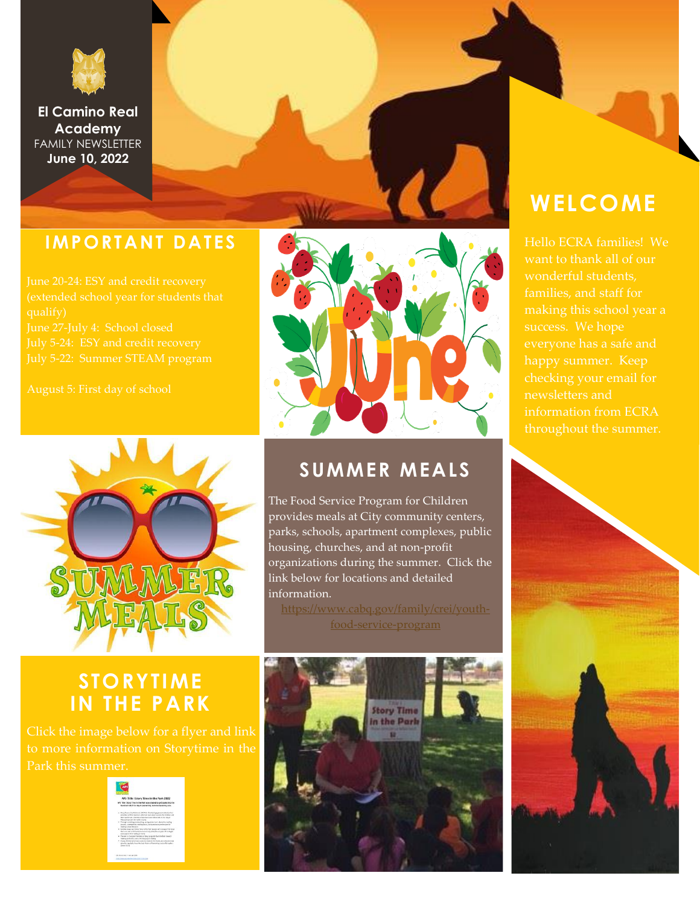**El Camino Real Academy**

FAMILY NEWSLETTER

**June 10, 2022**

## WELCOME

Hello ECRA families! We want to thank all of our wonderful students, families, and staff for making this school year a success. We hope everyone has a safe and happy summer. Keep checking your email for newsletters and information from ECRA throughout the summer.

## IMPORTANT DATES

June 20-24: ESY and credit recovery (extended school year for students that qualify)

June 27-July 4: School closed

July 5-24: ESY and credit recovery

July 5-22: Summer STEAM program

August 5: First day of school

## SUMMER MEALS

The Food Service Program for Children provides meals at City community centers, parks, schools, apartment complexes, public housing, churches, and at non-profit organizations during the summer. Click the link below for locations and detailed information.

https://www.cabq.gov/family/crei/youth-food-service-program

## STORYTIME IN THE PARK

Click the image below for a flyer and link to more information on Storytime in the Park this summer.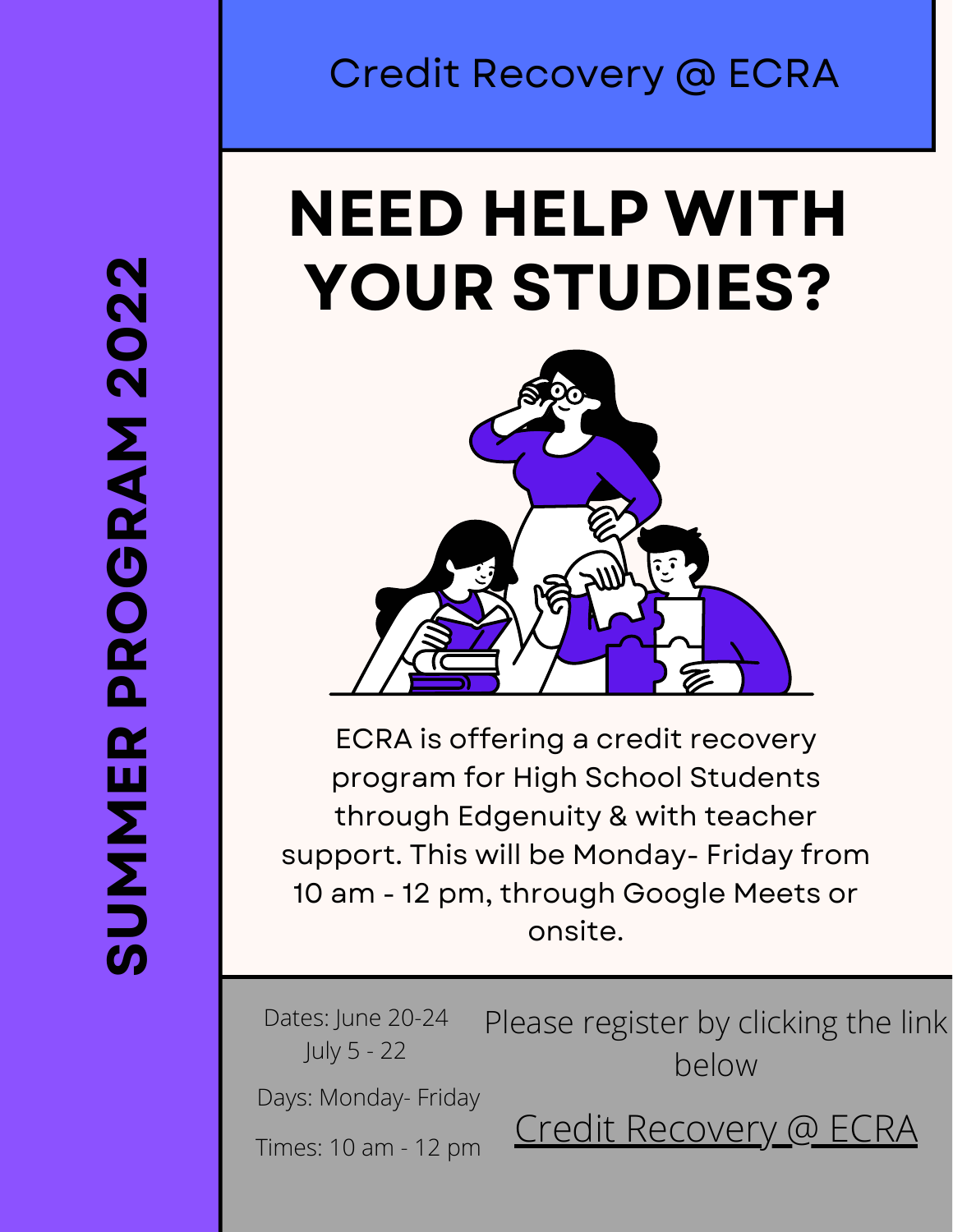# SUMMER PROGRAM 2022

Credit Recovery @ ECRA

## NEED HELP WITH YOUR STUDIES?

ECRA is offering a credit recovery program for High School Students through Edgenuity & with teacher support. This will be Monday- Friday from 10 am - 12 pm, through Google Meets or onsite.

Dates: June 20-24
July 5 - 22

Days: Monday- Friday

Times: 10 am - 12 pm

Please register by clicking the link below

Credit Recovery @ ECRA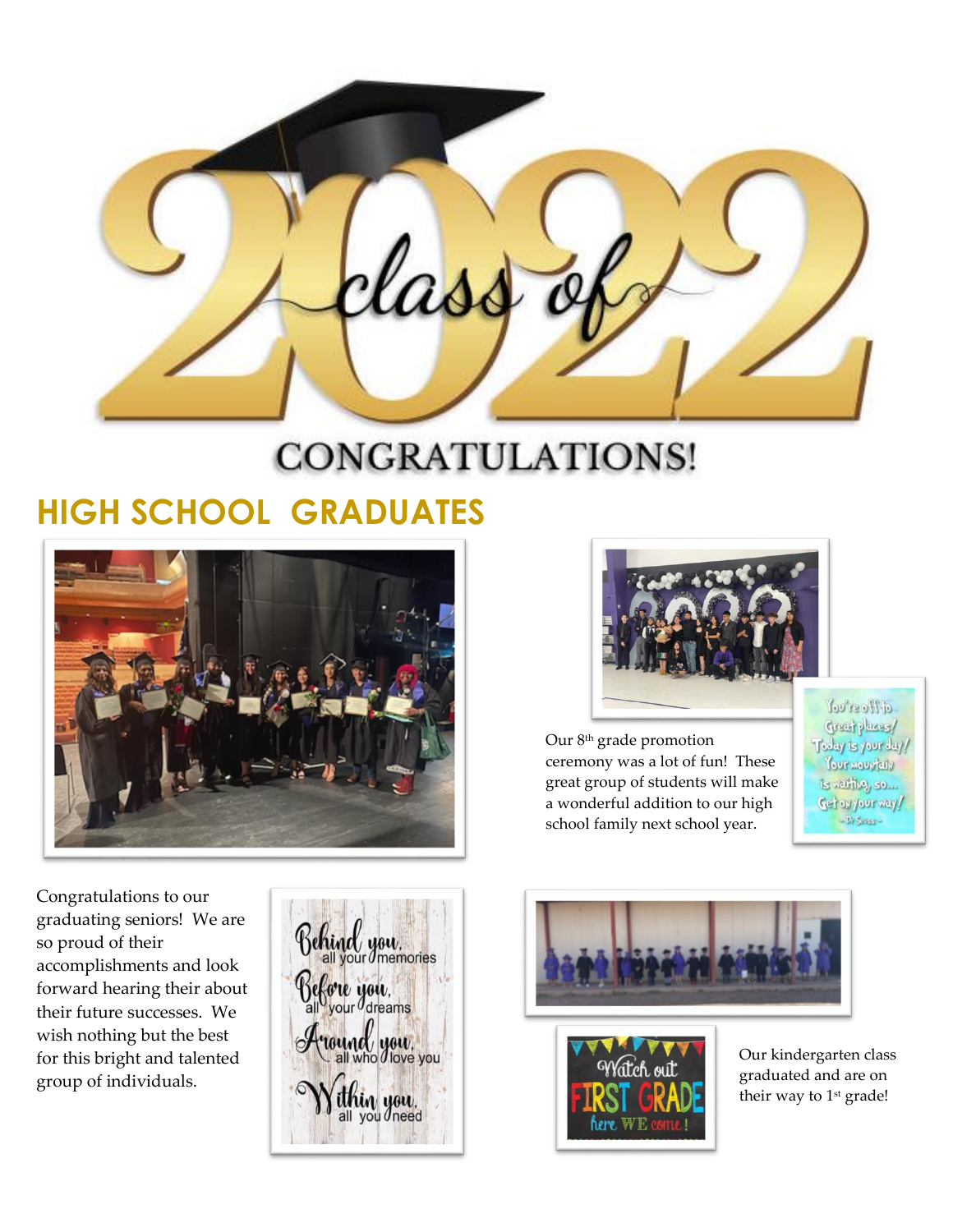# class of 2022

## CONGRATULATIONS!

## HIGH SCHOOL GRADUATES

Our 8th grade promotion ceremony was a lot of fun! These great group of students will make a wonderful addition to our high school family next school year.

You're off to Great places! Today is your day! Your mountain is waiting, so... Get on your way! ~Dr. Seuss~

Congratulations to our graduating seniors! We are so proud of their accomplishments and look forward hearing their about their future successes. We wish nothing but the best for this bright and talented group of individuals.

Behind you, all your memories
Before you, all your dreams
Around you, all who love you
Within you, all you need

Watch out FIRST GRADE here WE come!

Our kindergarten class graduated and are on their way to 1st grade!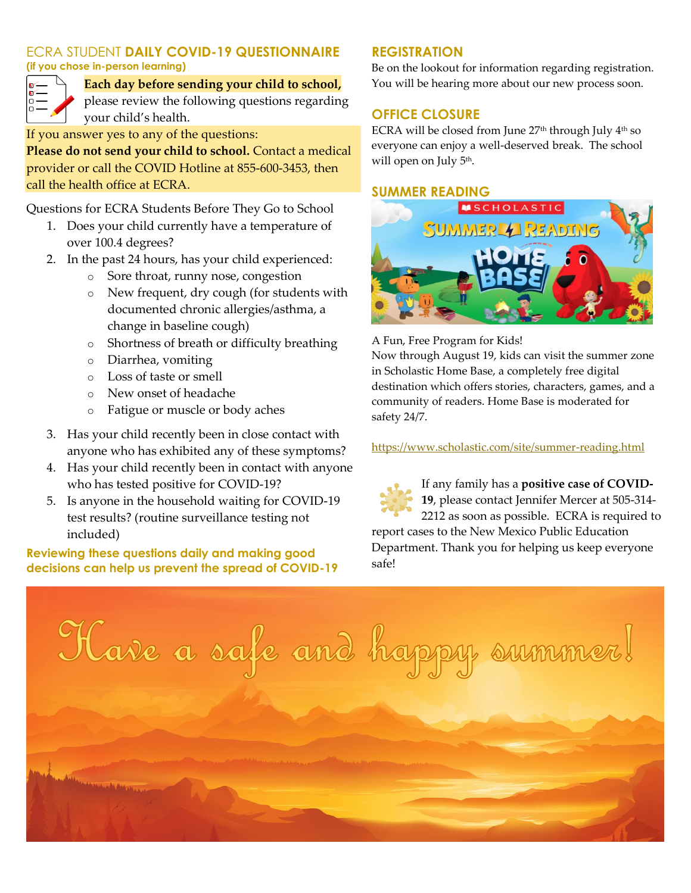## ECRA STUDENT **DAILY COVID-19 QUESTIONNAIRE**

**(if you chose in-person learning)**

**Each day before sending your child to school,** please review the following questions regarding your child's health.

If you answer yes to any of the questions:
**Please do not send your child to school.** Contact a medical provider or call the COVID Hotline at 855-600-3453, then call the health office at ECRA.

Questions for ECRA Students Before They Go to School

1. Does your child currently have a temperature of over 100.4 degrees?
2. In the past 24 hours, has your child experienced:
   - Sore throat, runny nose, congestion
   - New frequent, dry cough (for students with documented chronic allergies/asthma, a change in baseline cough)
   - Shortness of breath or difficulty breathing
   - Diarrhea, vomiting
   - Loss of taste or smell
   - New onset of headache
   - Fatigue or muscle or body aches
3. Has your child recently been in close contact with anyone who has exhibited any of these symptoms?
4. Has your child recently been in contact with anyone who has tested positive for COVID-19?
5. Is anyone in the household waiting for COVID-19 test results? (routine surveillance testing not included)

**Reviewing these questions daily and making good decisions can help us prevent the spread of COVID-19**

## REGISTRATION

Be on the lookout for information regarding registration. You will be hearing more about our new process soon.

## OFFICE CLOSURE

ECRA will be closed from June 27th through July 4th so everyone can enjoy a well-deserved break. The school will open on July 5th.

## SUMMER READING

SCHOLASTIC SUMMER READING HOME BASE

A Fun, Free Program for Kids!
Now through August 19, kids can visit the summer zone in Scholastic Home Base, a completely free digital destination which offers stories, characters, games, and a community of readers. Home Base is moderated for safety 24/7.

https://www.scholastic.com/site/summer-reading.html

If any family has a **positive case of COVID-19**, please contact Jennifer Mercer at 505-314-2212 as soon as possible. ECRA is required to report cases to the New Mexico Public Education Department. Thank you for helping us keep everyone safe!

Have a safe and happy summer!